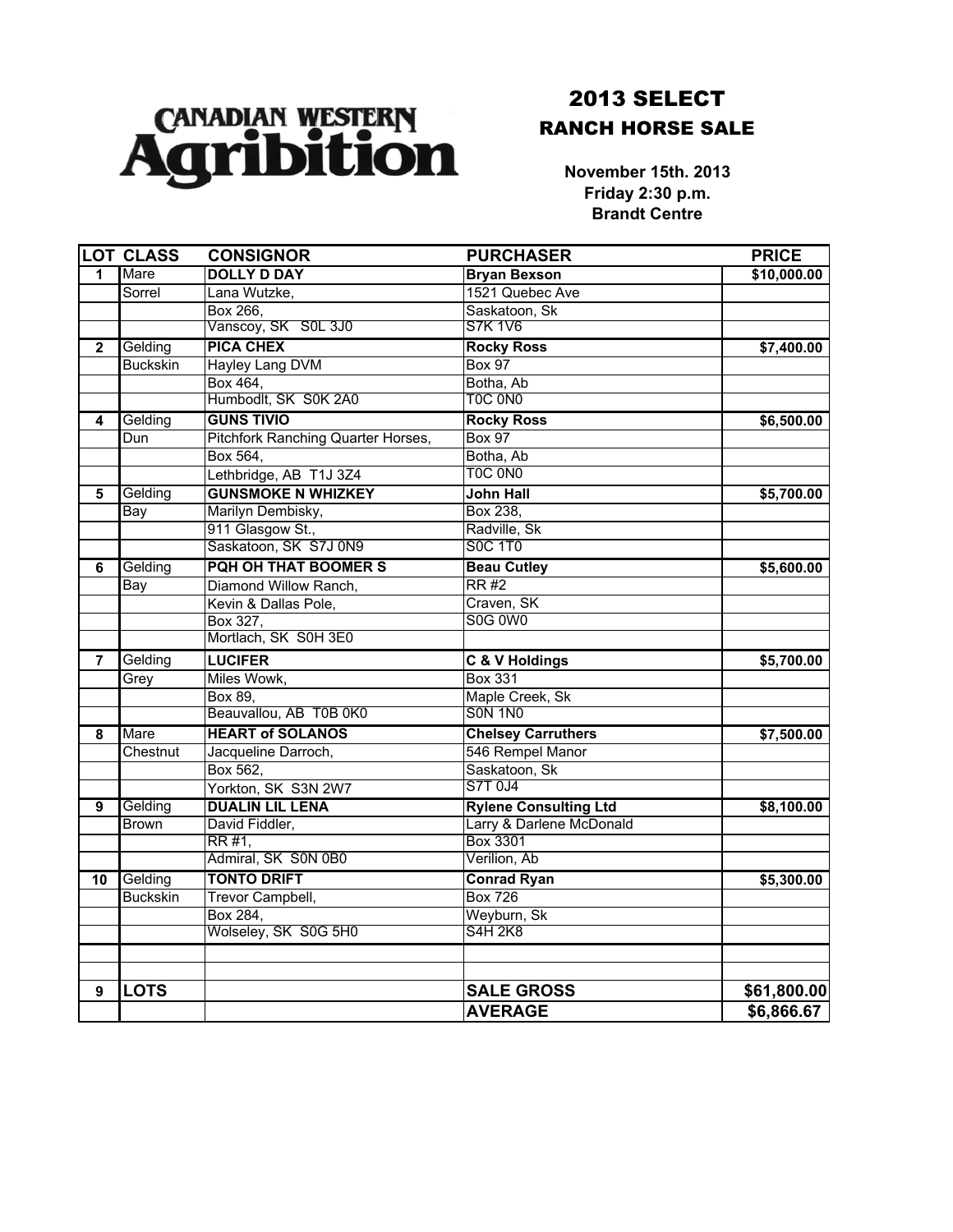**CANADIAN WESTERN Agribition**

# 2013 SELECT

## RANCH HORSE SALE

**November 15th. 2013**
**Friday 2:30 p.m.**
**Brandt Centre**

| LOT | CLASS | CONSIGNOR | PURCHASER | PRICE |
|---|---|---|---|---|
| **1** | Mare | **DOLLY D DAY** | **Bryan Bexson** | **$10,000.00** |
| | Sorrel | Lana Wutzke, | 1521 Quebec Ave | |
| | | Box 266, | Saskatoon, Sk | |
| | | Vanscoy, SK S0L 3J0 | S7K 1V6 | |
| **2** | Gelding | **PICA CHEX** | **Rocky Ross** | **$7,400.00** |
| | Buckskin | Hayley Lang DVM | Box 97 | |
| | | Box 464, | Botha, Ab | |
| | | Humbodlt, SK S0K 2A0 | T0C 0N0 | |
| **4** | Gelding | **GUNS TIVIO** | **Rocky Ross** | **$6,500.00** |
| | Dun | Pitchfork Ranching Quarter Horses, | Box 97 | |
| | | Box 564, | Botha, Ab | |
| | | Lethbridge, AB T1J 3Z4 | T0C 0N0 | |
| **5** | Gelding | **GUNSMOKE N WHIZKEY** | **John Hall** | **$5,700.00** |
| | Bay | Marilyn Dembisky, | Box 238, | |
| | | 911 Glasgow St., | Radville, Sk | |
| | | Saskatoon, SK S7J 0N9 | S0C 1T0 | |
| **6** | Gelding | **PQH OH THAT BOOMER S** | **Beau Cutley** | **$5,600.00** |
| | Bay | Diamond Willow Ranch, | RR #2 | |
| | | Kevin & Dallas Pole, | Craven, SK | |
| | | Box 327, | S0G 0W0 | |
| | | Mortlach, SK S0H 3E0 | | |
| **7** | Gelding | **LUCIFER** | **C & V Holdings** | **$5,700.00** |
| | Grey | Miles Wowk, | Box 331 | |
| | | Box 89, | Maple Creek, Sk | |
| | | Beauvallou, AB T0B 0K0 | S0N 1N0 | |
| **8** | Mare | **HEART of SOLANOS** | **Chelsey Carruthers** | **$7,500.00** |
| | Chestnut | Jacqueline Darroch, | 546 Rempel Manor | |
| | | Box 562, | Saskatoon, Sk | |
| | | Yorkton, SK S3N 2W7 | S7T 0J4 | |
| **9** | Gelding | **DUALIN LIL LENA** | **Rylene Consulting Ltd** | **$8,100.00** |
| | Brown | David Fiddler, | Larry & Darlene McDonald | |
| | | RR #1, | Box 3301 | |
| | | Admiral, SK S0N 0B0 | Verilion, Ab | |
| **10** | Gelding | **TONTO DRIFT** | **Conrad Ryan** | **$5,300.00** |
| | Buckskin | Trevor Campbell, | Box 726 | |
| | | Box 284, | Weyburn, Sk | |
| | | Wolseley, SK S0G 5H0 | S4H 2K8 | |
| | | | | |
| | | | | |
| **9** | **LOTS** | | **SALE GROSS** | **$61,800.00** |
| | | | **AVERAGE** | **$6,866.67** |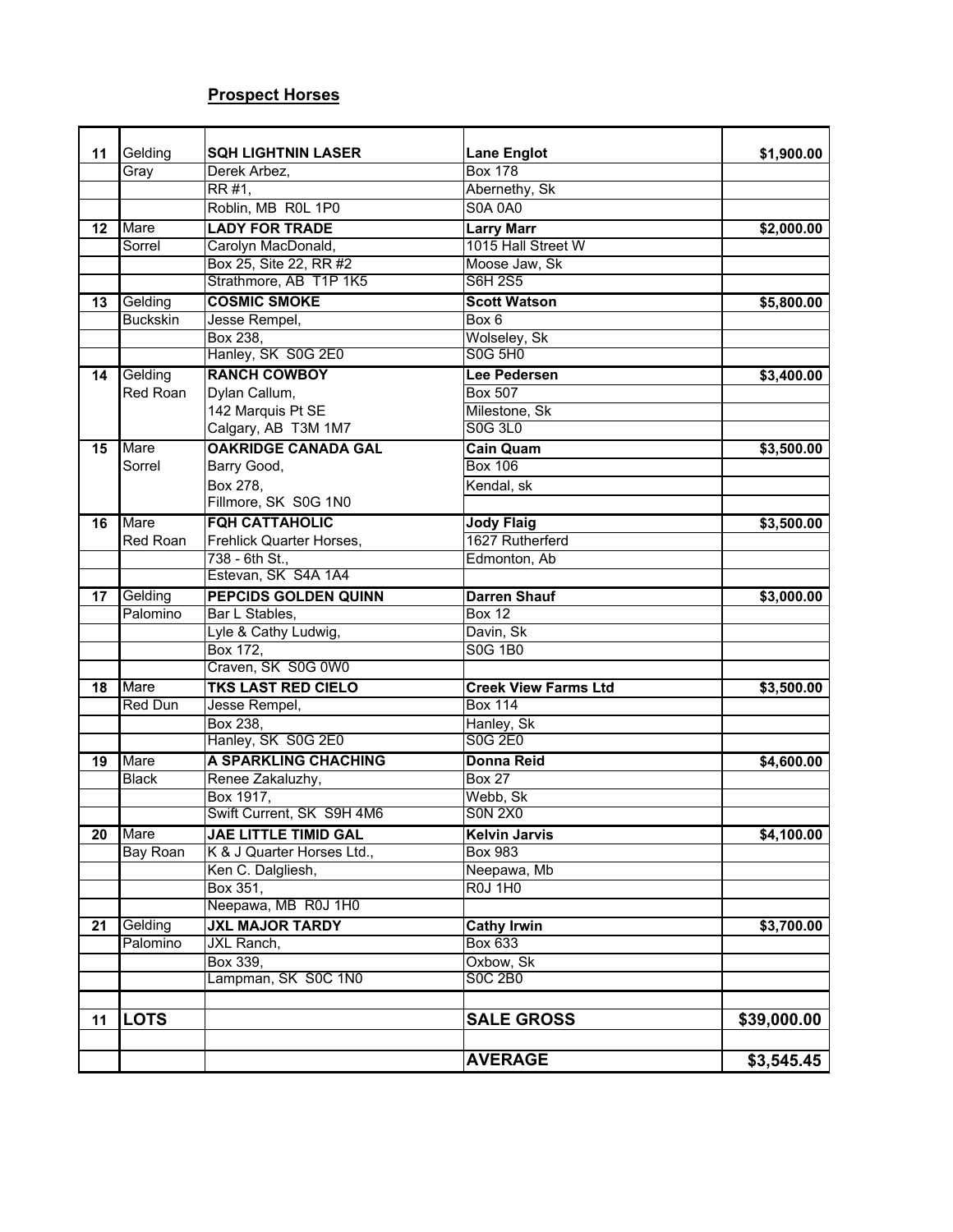## Prospect Horses

| | | | | |
|---|---|---|---|---|
| **11** | Gelding | **SQH LIGHTNIN LASER** | **Lane Englot** | **$1,900.00** |
| | Gray | Derek Arbez, | Box 178 | |
| | | RR #1, | Abernethy, Sk | |
| | | Roblin, MB R0L 1P0 | S0A 0A0 | |
| **12** | Mare | **LADY FOR TRADE** | **Larry Marr** | **$2,000.00** |
| | Sorrel | Carolyn MacDonald, | 1015 Hall Street W | |
| | | Box 25, Site 22, RR #2 | Moose Jaw, Sk | |
| | | Strathmore, AB T1P 1K5 | S6H 2S5 | |
| **13** | Gelding | **COSMIC SMOKE** | **Scott Watson** | **$5,800.00** |
| | Buckskin | Jesse Rempel, | Box 6 | |
| | | Box 238, | Wolseley, Sk | |
| | | Hanley, SK S0G 2E0 | S0G 5H0 | |
| **14** | Gelding | **RANCH COWBOY** | **Lee Pedersen** | **$3,400.00** |
| | Red Roan | Dylan Callum, | Box 507 | |
| | | 142 Marquis Pt SE | Milestone, Sk | |
| | | Calgary, AB T3M 1M7 | S0G 3L0 | |
| **15** | Mare | **OAKRIDGE CANADA GAL** | **Cain Quam** | **$3,500.00** |
| | Sorrel | Barry Good, | Box 106 | |
| | | Box 278, | Kendal, sk | |
| | | Fillmore, SK S0G 1N0 | | |
| **16** | Mare | **FQH CATTAHOLIC** | **Jody Flaig** | **$3,500.00** |
| | Red Roan | Frehlick Quarter Horses, | 1627 Rutherferd | |
| | | 738 - 6th St., | Edmonton, Ab | |
| | | Estevan, SK S4A 1A4 | | |
| **17** | Gelding | **PEPCIDS GOLDEN QUINN** | **Darren Shauf** | **$3,000.00** |
| | Palomino | Bar L Stables, | Box 12 | |
| | | Lyle & Cathy Ludwig, | Davin, Sk | |
| | | Box 172, | S0G 1B0 | |
| | | Craven, SK S0G 0W0 | | |
| **18** | Mare | **TKS LAST RED CIELO** | **Creek View Farms Ltd** | **$3,500.00** |
| | Red Dun | Jesse Rempel, | Box 114 | |
| | | Box 238, | Hanley, Sk | |
| | | Hanley, SK S0G 2E0 | S0G 2E0 | |
| **19** | Mare | **A SPARKLING CHACHING** | **Donna Reid** | **$4,600.00** |
| | Black | Renee Zakaluzhy, | Box 27 | |
| | | Box 1917, | Webb, Sk | |
| | | Swift Current, SK S9H 4M6 | S0N 2X0 | |
| **20** | Mare | **JAE LITTLE TIMID GAL** | **Kelvin Jarvis** | **$4,100.00** |
| | Bay Roan | K & J Quarter Horses Ltd., | Box 983 | |
| | | Ken C. Dalgliesh, | Neepawa, Mb | |
| | | Box 351, | R0J 1H0 | |
| | | Neepawa, MB R0J 1H0 | | |
| **21** | Gelding | **JXL MAJOR TARDY** | **Cathy Irwin** | **$3,700.00** |
| | Palomino | JXL Ranch, | Box 633 | |
| | | Box 339, | Oxbow, Sk | |
| | | Lampman, SK S0C 1N0 | S0C 2B0 | |
| | | | | |
| **11** | **LOTS** | | **SALE GROSS** | **$39,000.00** |
| | | | | |
| | | | **AVERAGE** | **$3,545.45** |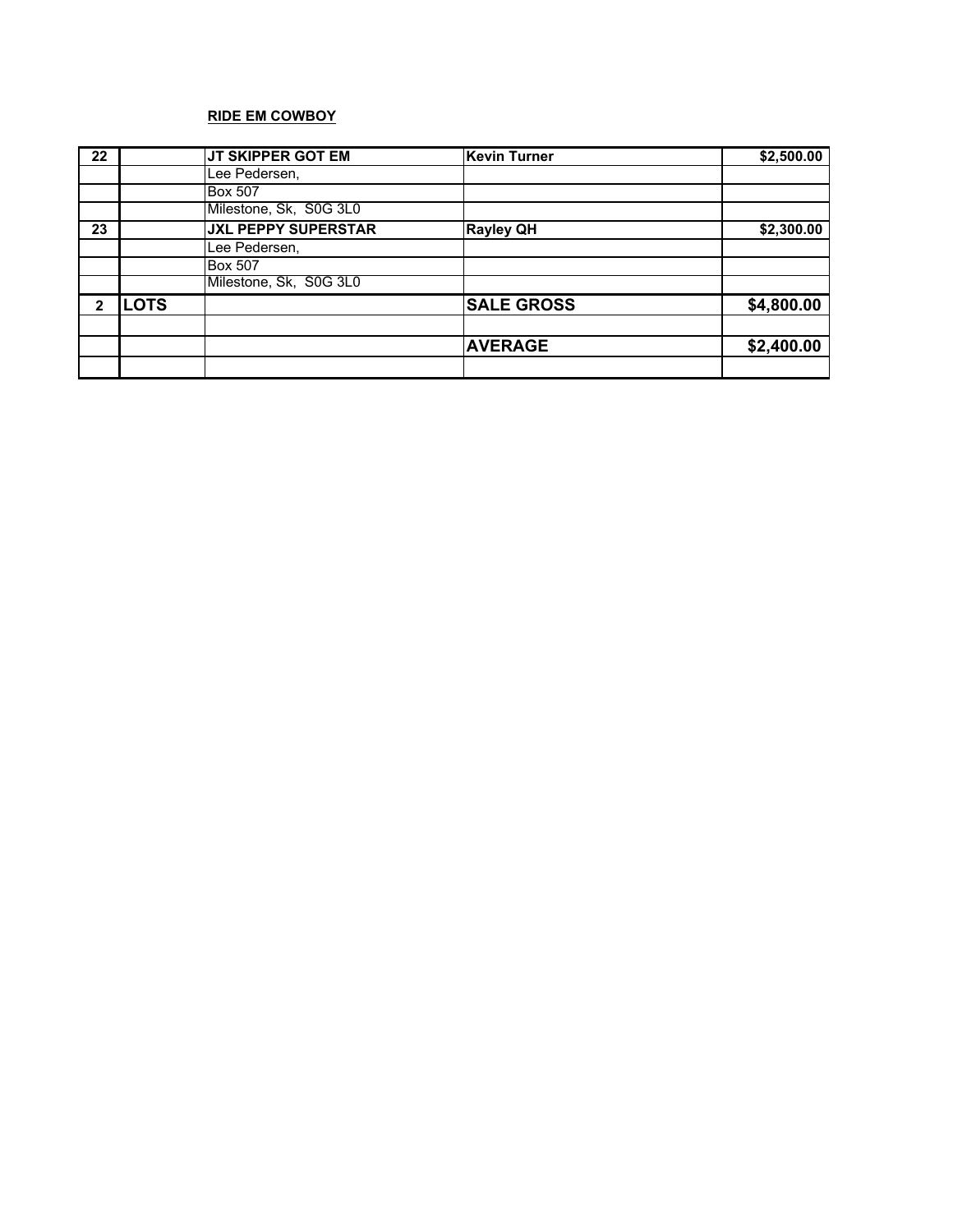**RIDE EM COWBOY**

| | | | | |
|---|---|---|---|---|
| 22 | | **JT SKIPPER GOT EM** | **Kevin Turner** | **$2,500.00** |
| | | Lee Pedersen, | | |
| | | Box 507 | | |
| | | Milestone, Sk, S0G 3L0 | | |
| 23 | | **JXL PEPPY SUPERSTAR** | **Rayley QH** | **$2,300.00** |
| | | Lee Pedersen, | | |
| | | Box 507 | | |
| | | Milestone, Sk, S0G 3L0 | | |
| **2** | **LOTS** | | **SALE GROSS** | **$4,800.00** |
| | | | | |
| | | | **AVERAGE** | **$2,400.00** |
| | | | | |